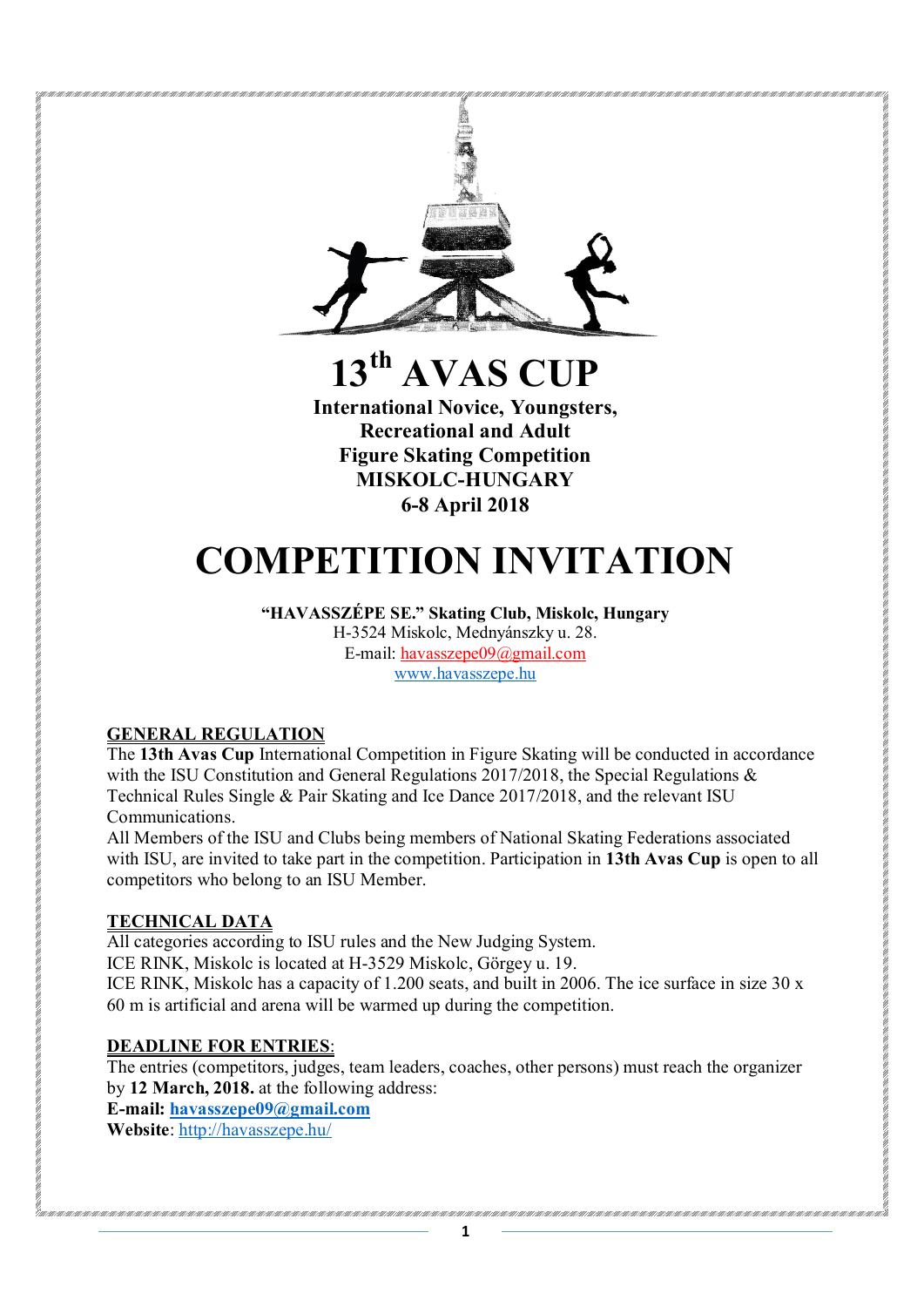# 13th AVAS CUP

**International Novice, Youngsters, Recreational and Adult Figure Skating Competition**
**MISKOLC-HUNGARY**
**6-8 April 2018**

# COMPETITION INVITATION

**"HAVASSZÉPE SE." Skating Club, Miskolc, Hungary**
H-3524 Miskolc, Mednyánszky u. 28.
E-mail: havasszepe09@gmail.com
www.havasszepe.hu

## GENERAL REGULATION

The **13th Avas Cup** International Competition in Figure Skating will be conducted in accordance with the ISU Constitution and General Regulations 2017/2018, the Special Regulations & Technical Rules Single & Pair Skating and Ice Dance 2017/2018, and the relevant ISU Communications.

All Members of the ISU and Clubs being members of National Skating Federations associated with ISU, are invited to take part in the competition. Participation in **13th Avas Cup** is open to all competitors who belong to an ISU Member.

## TECHNICAL DATA

All categories according to ISU rules and the New Judging System.
ICE RINK, Miskolc is located at H-3529 Miskolc, Görgey u. 19.
ICE RINK, Miskolc has a capacity of 1.200 seats, and built in 2006. The ice surface in size 30 x 60 m is artificial and arena will be warmed up during the competition.

## DEADLINE FOR ENTRIES:

The entries (competitors, judges, team leaders, coaches, other persons) must reach the organizer by **12 March, 2018.** at the following address:
**E-mail: havasszepe09@gmail.com**
**Website**: http://havasszepe.hu/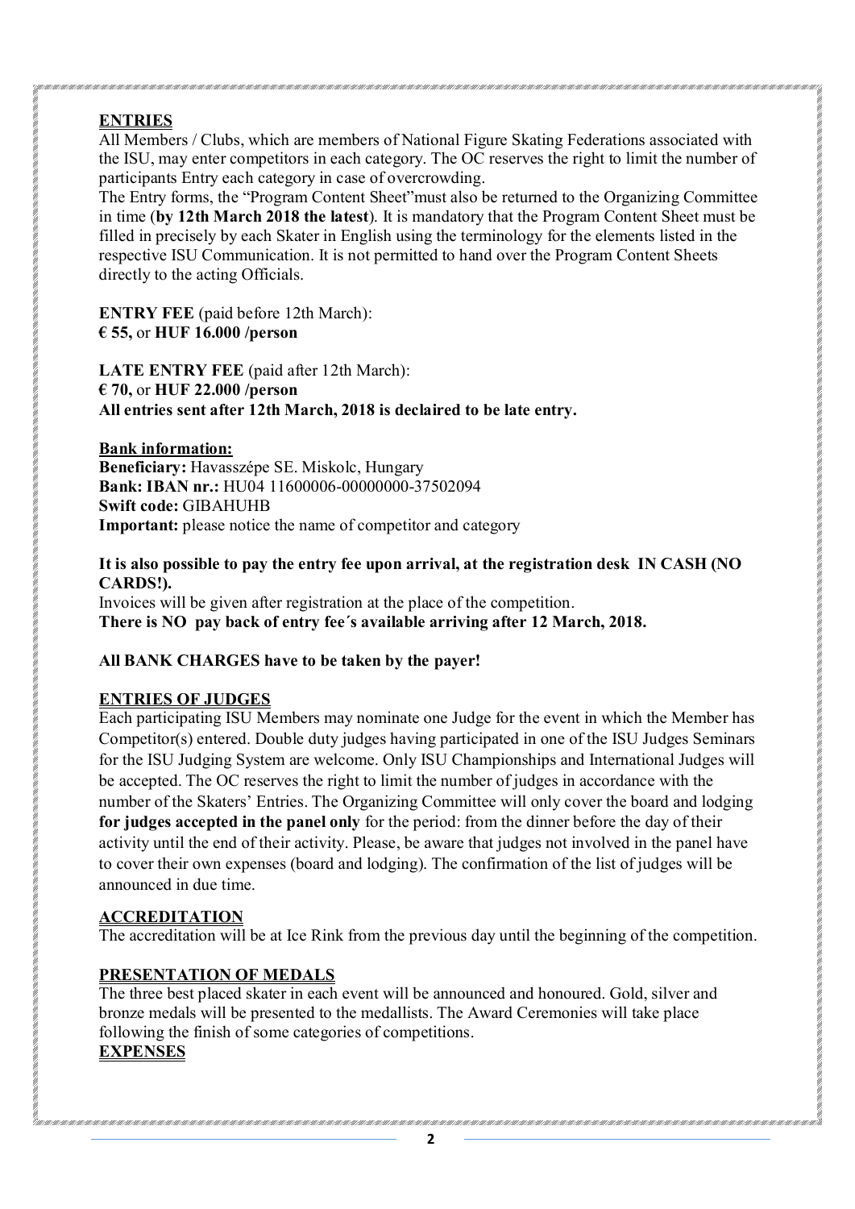**ENTRIES**

All Members / Clubs, which are members of National Figure Skating Federations associated with the ISU, may enter competitors in each category. The OC reserves the right to limit the number of participants Entry each category in case of overcrowding.

The Entry forms, the "Program Content Sheet"must also be returned to the Organizing Committee in time (**by 12th March 2018 the latest**). It is mandatory that the Program Content Sheet must be filled in precisely by each Skater in English using the terminology for the elements listed in the respective ISU Communication. It is not permitted to hand over the Program Content Sheets directly to the acting Officials.

**ENTRY FEE** (paid before 12th March):
**€ 55,** or **HUF 16.000 /person**

**LATE ENTRY FEE** (paid after 12th March):
**€ 70,** or **HUF 22.000 /person**
**All entries sent after 12th March, 2018 is declaired to be late entry.**

**Bank information:**
**Beneficiary:** Havasszépe SE. Miskolc, Hungary
**Bank: IBAN nr.:** HU04 11600006-00000000-37502094
**Swift code:** GIBAHUHB
**Important:** please notice the name of competitor and category

**It is also possible to pay the entry fee upon arrival, at the registration desk IN CASH (NO CARDS!).**

Invoices will be given after registration at the place of the competition.
**There is NO pay back of entry fee´s available arriving after 12 March, 2018.**

**All BANK CHARGES have to be taken by the payer!**

**ENTRIES OF JUDGES**

Each participating ISU Members may nominate one Judge for the event in which the Member has Competitor(s) entered. Double duty judges having participated in one of the ISU Judges Seminars for the ISU Judging System are welcome. Only ISU Championships and International Judges will be accepted. The OC reserves the right to limit the number of judges in accordance with the number of the Skaters' Entries. The Organizing Committee will only cover the board and lodging **for judges accepted in the panel only** for the period: from the dinner before the day of their activity until the end of their activity. Please, be aware that judges not involved in the panel have to cover their own expenses (board and lodging). The confirmation of the list of judges will be announced in due time.

**ACCREDITATION**

The accreditation will be at Ice Rink from the previous day until the beginning of the competition.

**PRESENTATION OF MEDALS**

The three best placed skater in each event will be announced and honoured. Gold, silver and bronze medals will be presented to the medallists. The Award Ceremonies will take place following the finish of some categories of competitions.

**EXPENSES**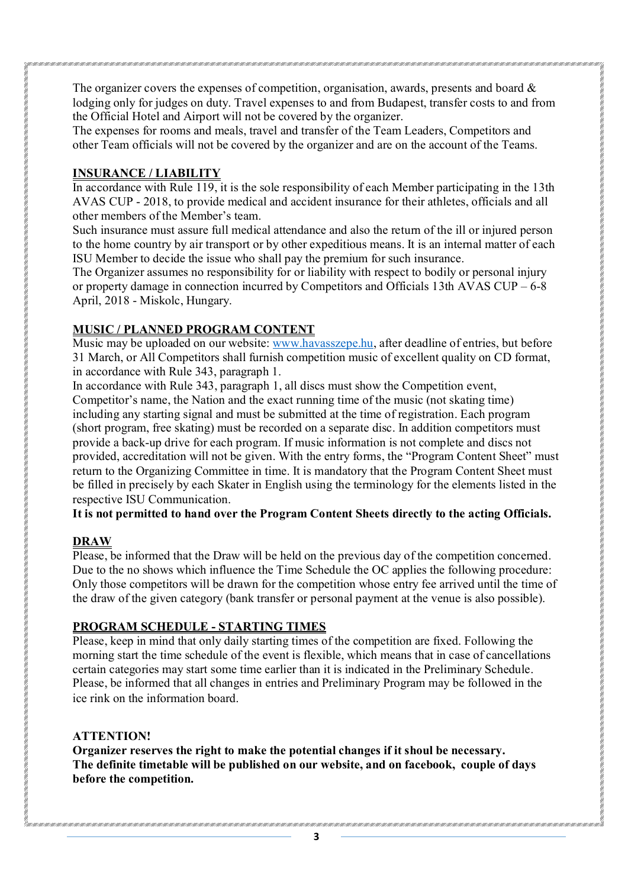The organizer covers the expenses of competition, organisation, awards, presents and board & lodging only for judges on duty. Travel expenses to and from Budapest, transfer costs to and from the Official Hotel and Airport will not be covered by the organizer.
The expenses for rooms and meals, travel and transfer of the Team Leaders, Competitors and other Team officials will not be covered by the organizer and are on the account of the Teams.

## INSURANCE / LIABILITY

In accordance with Rule 119, it is the sole responsibility of each Member participating in the 13th AVAS CUP - 2018, to provide medical and accident insurance for their athletes, officials and all other members of the Member's team.
Such insurance must assure full medical attendance and also the return of the ill or injured person to the home country by air transport or by other expeditious means. It is an internal matter of each ISU Member to decide the issue who shall pay the premium for such insurance.
The Organizer assumes no responsibility for or liability with respect to bodily or personal injury or property damage in connection incurred by Competitors and Officials 13th AVAS CUP – 6-8 April, 2018 - Miskolc, Hungary.

## MUSIC / PLANNED PROGRAM CONTENT

Music may be uploaded on our website: www.havasszepe.hu, after deadline of entries, but before 31 March, or All Competitors shall furnish competition music of excellent quality on CD format, in accordance with Rule 343, paragraph 1.
In accordance with Rule 343, paragraph 1, all discs must show the Competition event, Competitor's name, the Nation and the exact running time of the music (not skating time) including any starting signal and must be submitted at the time of registration. Each program (short program, free skating) must be recorded on a separate disc. In addition competitors must provide a back-up drive for each program. If music information is not complete and discs not provided, accreditation will not be given. With the entry forms, the "Program Content Sheet" must return to the Organizing Committee in time. It is mandatory that the Program Content Sheet must be filled in precisely by each Skater in English using the terminology for the elements listed in the respective ISU Communication.
**It is not permitted to hand over the Program Content Sheets directly to the acting Officials.**

## DRAW

Please, be informed that the Draw will be held on the previous day of the competition concerned. Due to the no shows which influence the Time Schedule the OC applies the following procedure: Only those competitors will be drawn for the competition whose entry fee arrived until the time of the draw of the given category (bank transfer or personal payment at the venue is also possible).

## PROGRAM SCHEDULE - STARTING TIMES

Please, keep in mind that only daily starting times of the competition are fixed. Following the morning start the time schedule of the event is flexible, which means that in case of cancellations certain categories may start some time earlier than it is indicated in the Preliminary Schedule. Please, be informed that all changes in entries and Preliminary Program may be followed in the ice rink on the information board.

**ATTENTION!**
**Organizer reserves the right to make the potential changes if it shoul be necessary.**
**The definite timetable will be published on our website, and on facebook, couple of days before the competition.**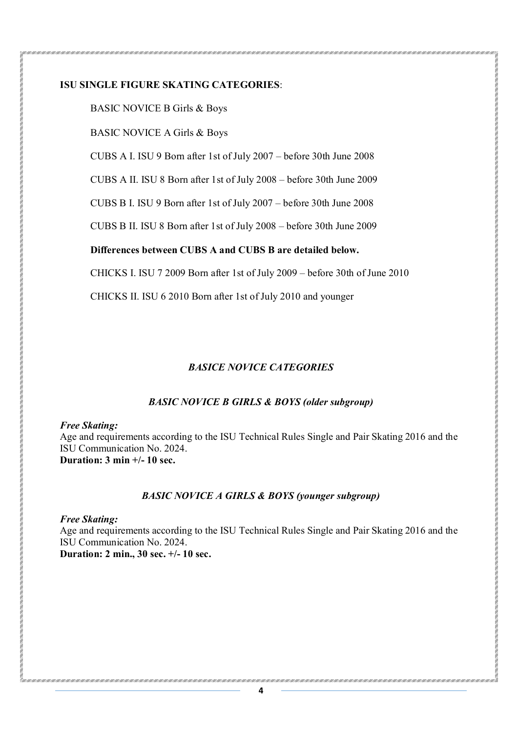**ISU SINGLE FIGURE SKATING CATEGORIES**:

BASIC NOVICE B Girls & Boys

BASIC NOVICE A Girls & Boys

CUBS A I. ISU 9 Born after 1st of July 2007 – before 30th June 2008

CUBS A II. ISU 8 Born after 1st of July 2008 – before 30th June 2009

CUBS B I. ISU 9 Born after 1st of July 2007 – before 30th June 2008

CUBS B II. ISU 8 Born after 1st of July 2008 – before 30th June 2009

**Differences between CUBS A and CUBS B are detailed below.**

CHICKS I. ISU 7 2009 Born after 1st of July 2009 – before 30th of June 2010

CHICKS II. ISU 6 2010 Born after 1st of July 2010 and younger

## *BASICE NOVICE CATEGORIES*

### *BASIC NOVICE B GIRLS & BOYS (older subgroup)*

***Free Skating:***
Age and requirements according to the ISU Technical Rules Single and Pair Skating 2016 and the ISU Communication No. 2024.
**Duration: 3 min +/- 10 sec.**

### *BASIC NOVICE A GIRLS & BOYS (younger subgroup)*

***Free Skating:***
Age and requirements according to the ISU Technical Rules Single and Pair Skating 2016 and the ISU Communication No. 2024.
**Duration: 2 min., 30 sec. +/- 10 sec.**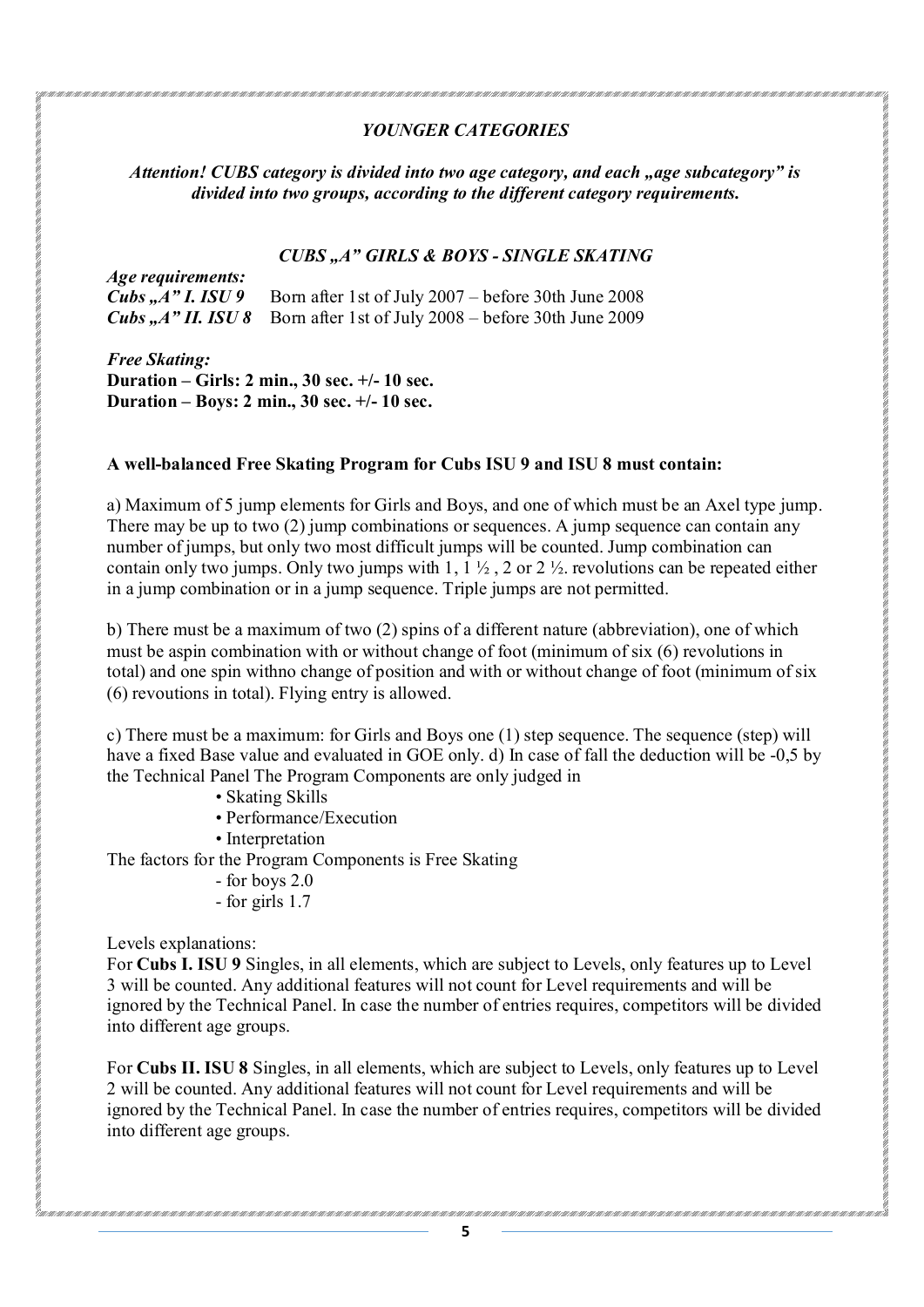### *YOUNGER CATEGORIES*

***Attention! CUBS category is divided into two age category, and each „age subcategory" is divided into two groups, according to the different category requirements.***

#### *CUBS „A" GIRLS & BOYS - SINGLE SKATING*

***Age requirements:***
***Cubs „A" I. ISU 9*** Born after 1st of July 2007 – before 30th June 2008
***Cubs „A" II. ISU 8*** Born after 1st of July 2008 – before 30th June 2009

***Free Skating:***
**Duration – Girls: 2 min., 30 sec. +/- 10 sec.**
**Duration – Boys: 2 min., 30 sec. +/- 10 sec.**

**A well-balanced Free Skating Program for Cubs ISU 9 and ISU 8 must contain:**

a) Maximum of 5 jump elements for Girls and Boys, and one of which must be an Axel type jump. There may be up to two (2) jump combinations or sequences. A jump sequence can contain any number of jumps, but only two most difficult jumps will be counted. Jump combination can contain only two jumps. Only two jumps with 1, 1 ½ , 2 or 2 ½. revolutions can be repeated either in a jump combination or in a jump sequence. Triple jumps are not permitted.

b) There must be a maximum of two (2) spins of a different nature (abbreviation), one of which must be aspin combination with or without change of foot (minimum of six (6) revolutions in total) and one spin withno change of position and with or without change of foot (minimum of six (6) revoutions in total). Flying entry is allowed.

c) There must be a maximum: for Girls and Boys one (1) step sequence. The sequence (step) will have a fixed Base value and evaluated in GOE only. d) In case of fall the deduction will be -0,5 by the Technical Panel The Program Components are only judged in

- Skating Skills
- Performance/Execution
- Interpretation

The factors for the Program Components is Free Skating

- for boys 2.0
- for girls 1.7

Levels explanations:
For **Cubs I. ISU 9** Singles, in all elements, which are subject to Levels, only features up to Level 3 will be counted. Any additional features will not count for Level requirements and will be ignored by the Technical Panel. In case the number of entries requires, competitors will be divided into different age groups.

For **Cubs II. ISU 8** Singles, in all elements, which are subject to Levels, only features up to Level 2 will be counted. Any additional features will not count for Level requirements and will be ignored by the Technical Panel. In case the number of entries requires, competitors will be divided into different age groups.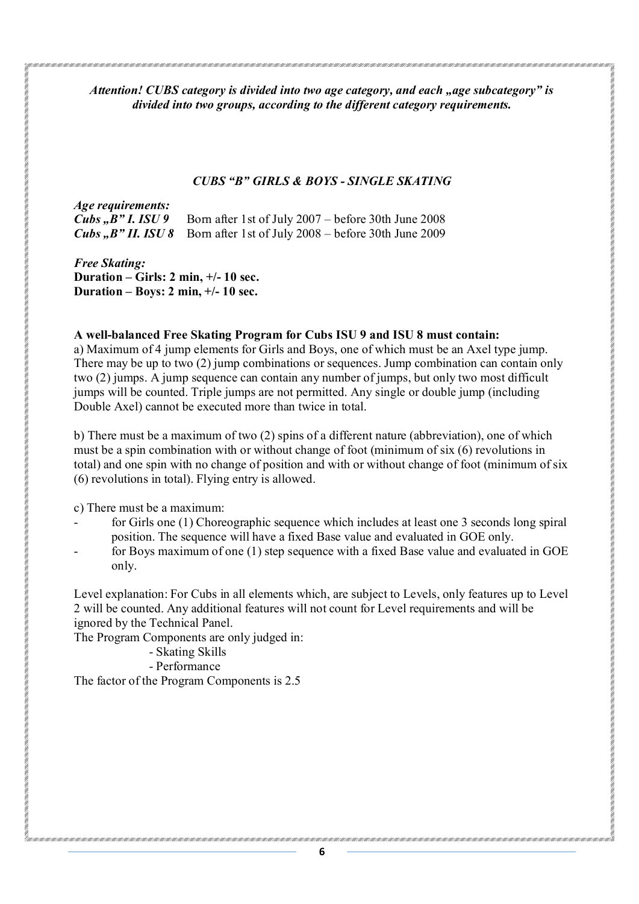***Attention! CUBS category is divided into two age category, and each „age subcategory" is divided into two groups, according to the different category requirements.***

### *CUBS "B" GIRLS & BOYS - SINGLE SKATING*

***Age requirements:***

***Cubs „B" I. ISU 9*** Born after 1st of July 2007 – before 30th June 2008

***Cubs „B" II. ISU 8*** Born after 1st of July 2008 – before 30th June 2009

***Free Skating:***

**Duration – Girls: 2 min, +/- 10 sec.**

**Duration – Boys: 2 min, +/- 10 sec.**

**A well-balanced Free Skating Program for Cubs ISU 9 and ISU 8 must contain:**

a) Maximum of 4 jump elements for Girls and Boys, one of which must be an Axel type jump. There may be up to two (2) jump combinations or sequences. Jump combination can contain only two (2) jumps. A jump sequence can contain any number of jumps, but only two most difficult jumps will be counted. Triple jumps are not permitted. Any single or double jump (including Double Axel) cannot be executed more than twice in total.

b) There must be a maximum of two (2) spins of a different nature (abbreviation), one of which must be a spin combination with or without change of foot (minimum of six (6) revolutions in total) and one spin with no change of position and with or without change of foot (minimum of six (6) revolutions in total). Flying entry is allowed.

c) There must be a maximum:

- for Girls one (1) Choreographic sequence which includes at least one 3 seconds long spiral position. The sequence will have a fixed Base value and evaluated in GOE only.
- for Boys maximum of one (1) step sequence with a fixed Base value and evaluated in GOE only.

Level explanation: For Cubs in all elements which, are subject to Levels, only features up to Level 2 will be counted. Any additional features will not count for Level requirements and will be ignored by the Technical Panel.

The Program Components are only judged in:

- Skating Skills
- Performance

The factor of the Program Components is 2.5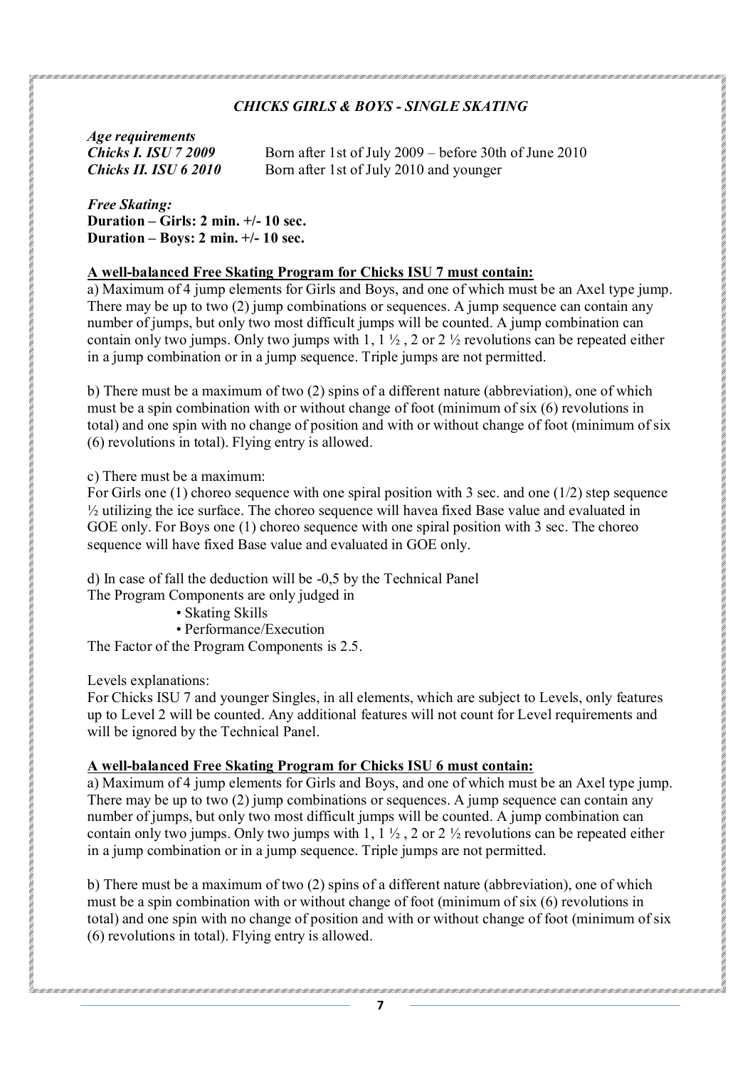## *CHICKS GIRLS & BOYS - SINGLE SKATING*

***Age requirements***

***Chicks I. ISU 7 2009*** Born after 1st of July 2009 – before 30th of June 2010
***Chicks II. ISU 6 2010*** Born after 1st of July 2010 and younger

***Free Skating:***
**Duration – Girls: 2 min. +/- 10 sec.**
**Duration – Boys: 2 min. +/- 10 sec.**

**A well-balanced Free Skating Program for Chicks ISU 7 must contain:**

a) Maximum of 4 jump elements for Girls and Boys, and one of which must be an Axel type jump. There may be up to two (2) jump combinations or sequences. A jump sequence can contain any number of jumps, but only two most difficult jumps will be counted. A jump combination can contain only two jumps. Only two jumps with 1, 1 ½ , 2 or 2 ½ revolutions can be repeated either in a jump combination or in a jump sequence. Triple jumps are not permitted.

b) There must be a maximum of two (2) spins of a different nature (abbreviation), one of which must be a spin combination with or without change of foot (minimum of six (6) revolutions in total) and one spin with no change of position and with or without change of foot (minimum of six (6) revolutions in total). Flying entry is allowed.

c) There must be a maximum:
For Girls one (1) choreo sequence with one spiral position with 3 sec. and one (1/2) step sequence ½ utilizing the ice surface. The choreo sequence will havea fixed Base value and evaluated in GOE only. For Boys one (1) choreo sequence with one spiral position with 3 sec. The choreo sequence will have fixed Base value and evaluated in GOE only.

d) In case of fall the deduction will be -0,5 by the Technical Panel
The Program Components are only judged in

- Skating Skills
- Performance/Execution

The Factor of the Program Components is 2.5.

Levels explanations:
For Chicks ISU 7 and younger Singles, in all elements, which are subject to Levels, only features up to Level 2 will be counted. Any additional features will not count for Level requirements and will be ignored by the Technical Panel.

**A well-balanced Free Skating Program for Chicks ISU 6 must contain:**

a) Maximum of 4 jump elements for Girls and Boys, and one of which must be an Axel type jump. There may be up to two (2) jump combinations or sequences. A jump sequence can contain any number of jumps, but only two most difficult jumps will be counted. A jump combination can contain only two jumps. Only two jumps with 1, 1 ½ , 2 or 2 ½ revolutions can be repeated either in a jump combination or in a jump sequence. Triple jumps are not permitted.

b) There must be a maximum of two (2) spins of a different nature (abbreviation), one of which must be a spin combination with or without change of foot (minimum of six (6) revolutions in total) and one spin with no change of position and with or without change of foot (minimum of six (6) revolutions in total). Flying entry is allowed.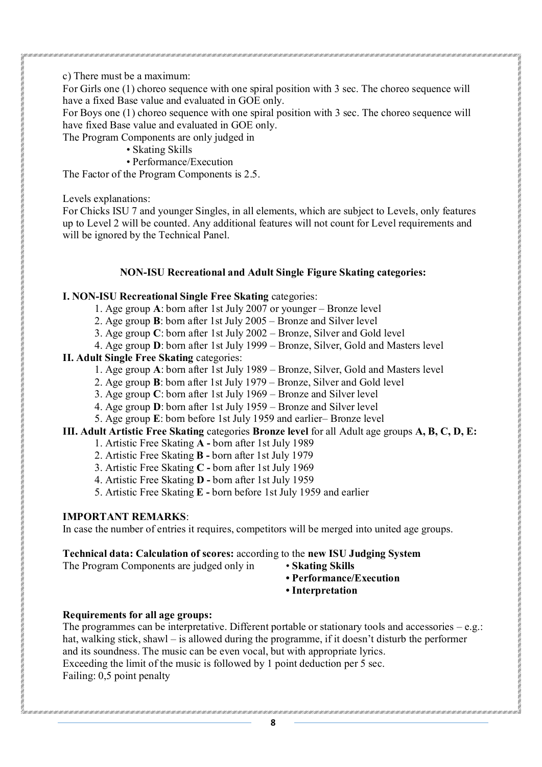c) There must be a maximum:

For Girls one (1) choreo sequence with one spiral position with 3 sec. The choreo sequence will have a fixed Base value and evaluated in GOE only.

For Boys one (1) choreo sequence with one spiral position with 3 sec. The choreo sequence will have fixed Base value and evaluated in GOE only.

The Program Components are only judged in

- Skating Skills
- Performance/Execution

The Factor of the Program Components is 2.5.

Levels explanations:

For Chicks ISU 7 and younger Singles, in all elements, which are subject to Levels, only features up to Level 2 will be counted. Any additional features will not count for Level requirements and will be ignored by the Technical Panel.

## NON-ISU Recreational and Adult Single Figure Skating categories:

**I. NON-ISU Recreational Single Free Skating** categories:

1. Age group **A**: born after 1st July 2007 or younger – Bronze level
2. Age group **B**: born after 1st July 2005 – Bronze and Silver level
3. Age group **C**: born after 1st July 2002 – Bronze, Silver and Gold level
4. Age group **D**: born after 1st July 1999 – Bronze, Silver, Gold and Masters level

**II. Adult Single Free Skating** categories:

1. Age group **A**: born after 1st July 1989 – Bronze, Silver, Gold and Masters level
2. Age group **B**: born after 1st July 1979 – Bronze, Silver and Gold level
3. Age group **C**: born after 1st July 1969 – Bronze and Silver level
4. Age group **D**: born after 1st July 1959 – Bronze and Silver level
5. Age group **E**: born before 1st July 1959 and earlier– Bronze level

**III. Adult Artistic Free Skating** categories **Bronze level** for all Adult age groups **A, B, C, D, E:**

1. Artistic Free Skating **A -** born after 1st July 1989
2. Artistic Free Skating **B -** born after 1st July 1979
3. Artistic Free Skating **C -** born after 1st July 1969
4. Artistic Free Skating **D -** born after 1st July 1959
5. Artistic Free Skating **E -** born before 1st July 1959 and earlier

**IMPORTANT REMARKS**:

In case the number of entries it requires, competitors will be merged into united age groups.

**Technical data: Calculation of scores:** according to the **new ISU Judging System**

The Program Components are judged only in

- **Skating Skills**
- **Performance/Execution**
- **Interpretation**

**Requirements for all age groups:**

The programmes can be interpretative. Different portable or stationary tools and accessories – e.g.: hat, walking stick, shawl – is allowed during the programme, if it doesn't disturb the performer and its soundness. The music can be even vocal, but with appropriate lyrics.

Exceeding the limit of the music is followed by 1 point deduction per 5 sec.

Failing: 0,5 point penalty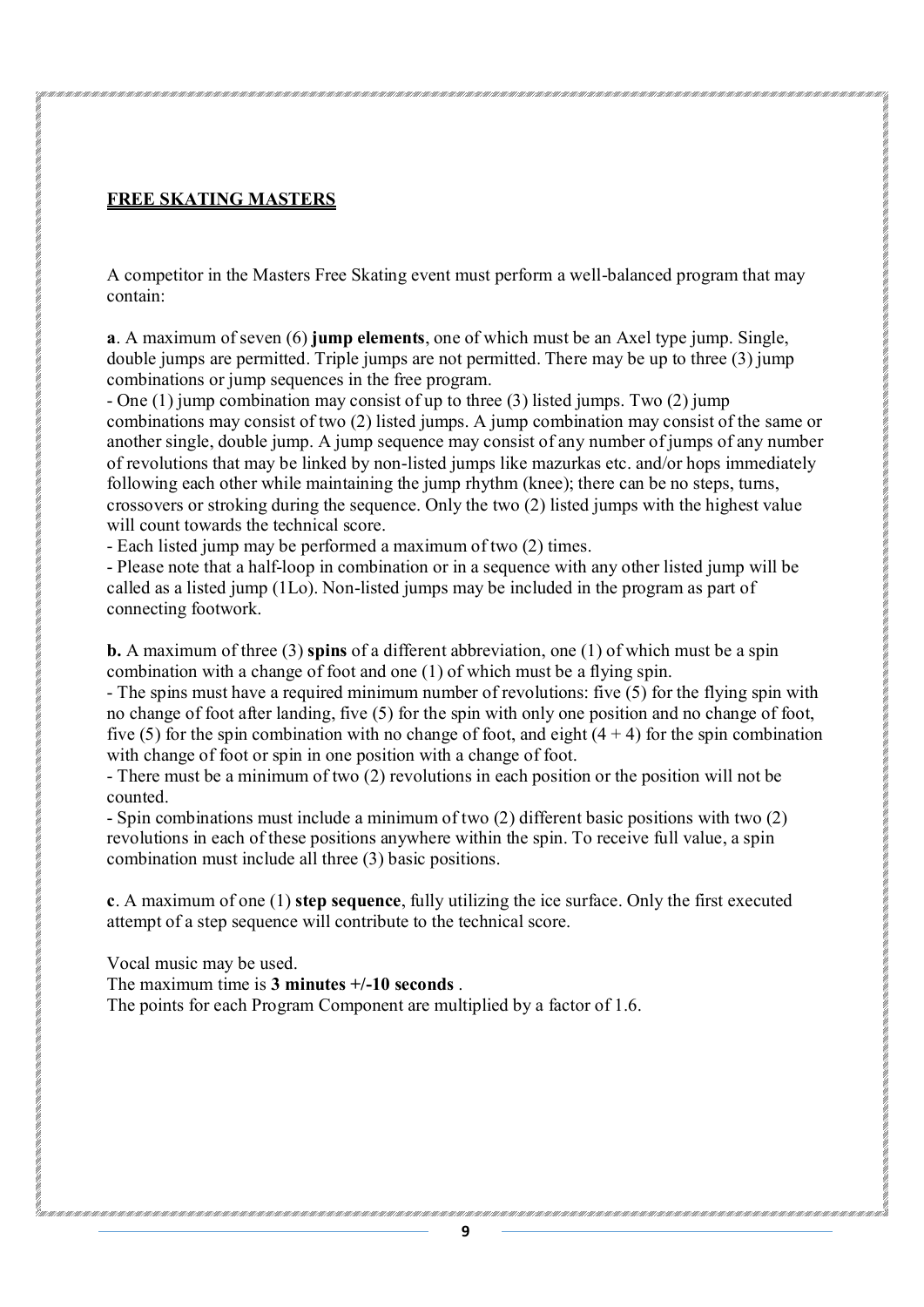## FREE SKATING MASTERS

A competitor in the Masters Free Skating event must perform a well-balanced program that may contain:

**a**. A maximum of seven (6) **jump elements**, one of which must be an Axel type jump. Single, double jumps are permitted. Triple jumps are not permitted. There may be up to three (3) jump combinations or jump sequences in the free program.

- One (1) jump combination may consist of up to three (3) listed jumps. Two (2) jump combinations may consist of two (2) listed jumps. A jump combination may consist of the same or another single, double jump. A jump sequence may consist of any number of jumps of any number of revolutions that may be linked by non-listed jumps like mazurkas etc. and/or hops immediately following each other while maintaining the jump rhythm (knee); there can be no steps, turns, crossovers or stroking during the sequence. Only the two (2) listed jumps with the highest value will count towards the technical score.
- Each listed jump may be performed a maximum of two (2) times.
- Please note that a half-loop in combination or in a sequence with any other listed jump will be called as a listed jump (1Lo). Non-listed jumps may be included in the program as part of connecting footwork.

**b.** A maximum of three (3) **spins** of a different abbreviation, one (1) of which must be a spin combination with a change of foot and one (1) of which must be a flying spin.

- The spins must have a required minimum number of revolutions: five (5) for the flying spin with no change of foot after landing, five (5) for the spin with only one position and no change of foot, five (5) for the spin combination with no change of foot, and eight (4 + 4) for the spin combination with change of foot or spin in one position with a change of foot.
- There must be a minimum of two (2) revolutions in each position or the position will not be counted.
- Spin combinations must include a minimum of two (2) different basic positions with two (2) revolutions in each of these positions anywhere within the spin. To receive full value, a spin combination must include all three (3) basic positions.

**c**. A maximum of one (1) **step sequence**, fully utilizing the ice surface. Only the first executed attempt of a step sequence will contribute to the technical score.

Vocal music may be used.

The maximum time is **3 minutes +/-10 seconds** .

The points for each Program Component are multiplied by a factor of 1.6.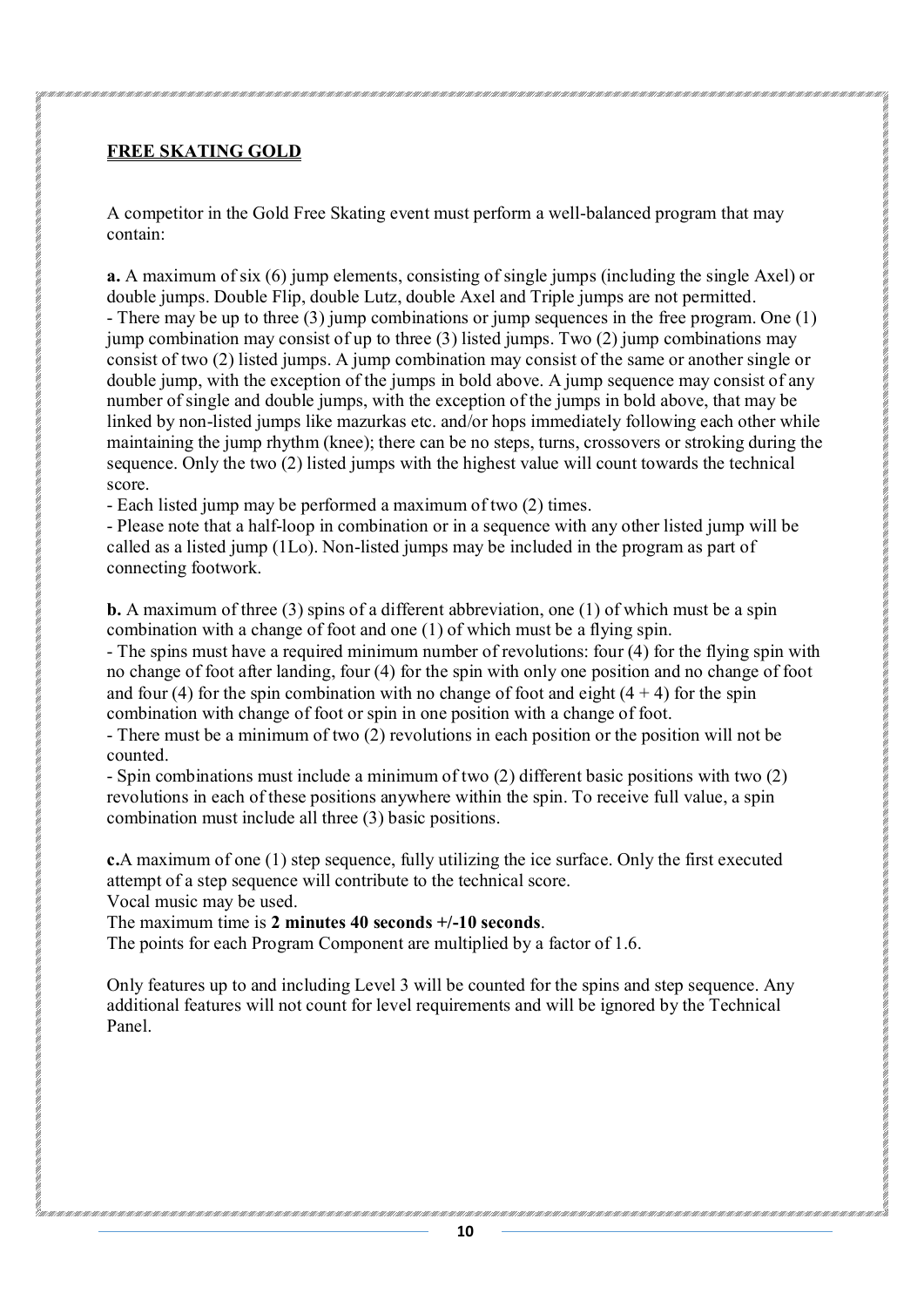## FREE SKATING GOLD

A competitor in the Gold Free Skating event must perform a well-balanced program that may contain:

**a.** A maximum of six (6) jump elements, consisting of single jumps (including the single Axel) or double jumps. Double Flip, double Lutz, double Axel and Triple jumps are not permitted.
- There may be up to three (3) jump combinations or jump sequences in the free program. One (1) jump combination may consist of up to three (3) listed jumps. Two (2) jump combinations may consist of two (2) listed jumps. A jump combination may consist of the same or another single or double jump, with the exception of the jumps in bold above. A jump sequence may consist of any number of single and double jumps, with the exception of the jumps in bold above, that may be linked by non-listed jumps like mazurkas etc. and/or hops immediately following each other while maintaining the jump rhythm (knee); there can be no steps, turns, crossovers or stroking during the sequence. Only the two (2) listed jumps with the highest value will count towards the technical score.
- Each listed jump may be performed a maximum of two (2) times.
- Please note that a half-loop in combination or in a sequence with any other listed jump will be called as a listed jump (1Lo). Non-listed jumps may be included in the program as part of connecting footwork.

**b.** A maximum of three (3) spins of a different abbreviation, one (1) of which must be a spin combination with a change of foot and one (1) of which must be a flying spin.
- The spins must have a required minimum number of revolutions: four (4) for the flying spin with no change of foot after landing, four (4) for the spin with only one position and no change of foot and four (4) for the spin combination with no change of foot and eight (4 + 4) for the spin combination with change of foot or spin in one position with a change of foot.
- There must be a minimum of two (2) revolutions in each position or the position will not be counted.
- Spin combinations must include a minimum of two (2) different basic positions with two (2) revolutions in each of these positions anywhere within the spin. To receive full value, a spin combination must include all three (3) basic positions.

**c.** A maximum of one (1) step sequence, fully utilizing the ice surface. Only the first executed attempt of a step sequence will contribute to the technical score.
Vocal music may be used.
The maximum time is **2 minutes 40 seconds +/-10 seconds**.
The points for each Program Component are multiplied by a factor of 1.6.

Only features up to and including Level 3 will be counted for the spins and step sequence. Any additional features will not count for level requirements and will be ignored by the Technical Panel.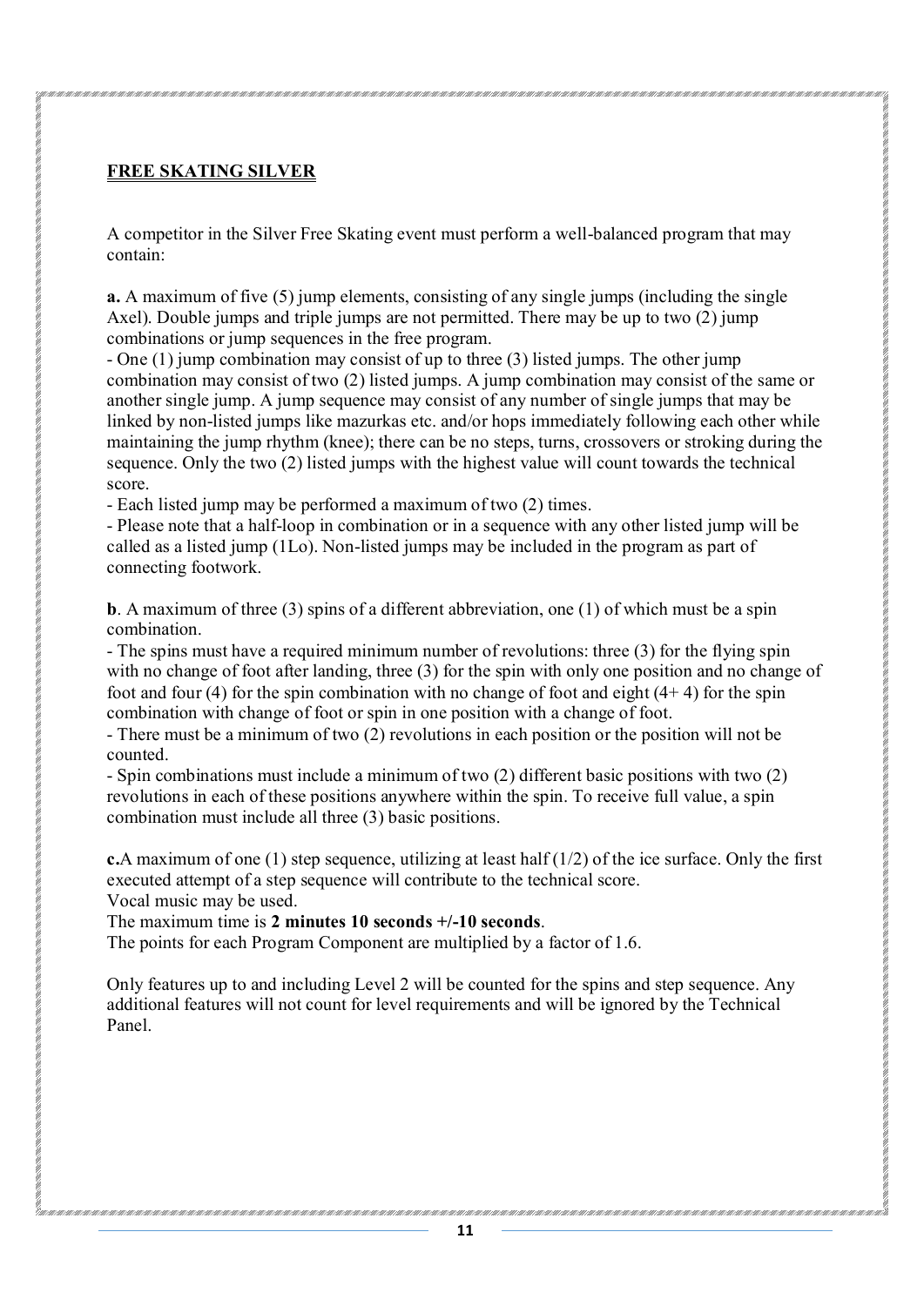## FREE SKATING SILVER

A competitor in the Silver Free Skating event must perform a well-balanced program that may contain:

**a.** A maximum of five (5) jump elements, consisting of any single jumps (including the single Axel). Double jumps and triple jumps are not permitted. There may be up to two (2) jump combinations or jump sequences in the free program.

- One (1) jump combination may consist of up to three (3) listed jumps. The other jump combination may consist of two (2) listed jumps. A jump combination may consist of the same or another single jump. A jump sequence may consist of any number of single jumps that may be linked by non-listed jumps like mazurkas etc. and/or hops immediately following each other while maintaining the jump rhythm (knee); there can be no steps, turns, crossovers or stroking during the sequence. Only the two (2) listed jumps with the highest value will count towards the technical score.
- Each listed jump may be performed a maximum of two (2) times.
- Please note that a half-loop in combination or in a sequence with any other listed jump will be called as a listed jump (1Lo). Non-listed jumps may be included in the program as part of connecting footwork.

**b**. A maximum of three (3) spins of a different abbreviation, one (1) of which must be a spin combination.

- The spins must have a required minimum number of revolutions: three (3) for the flying spin with no change of foot after landing, three (3) for the spin with only one position and no change of foot and four (4) for the spin combination with no change of foot and eight (4+ 4) for the spin combination with change of foot or spin in one position with a change of foot.
- There must be a minimum of two (2) revolutions in each position or the position will not be counted.
- Spin combinations must include a minimum of two (2) different basic positions with two (2) revolutions in each of these positions anywhere within the spin. To receive full value, a spin combination must include all three (3) basic positions.

**c.** A maximum of one (1) step sequence, utilizing at least half (1/2) of the ice surface. Only the first executed attempt of a step sequence will contribute to the technical score.

Vocal music may be used.

The maximum time is **2 minutes 10 seconds +/-10 seconds**.

The points for each Program Component are multiplied by a factor of 1.6.

Only features up to and including Level 2 will be counted for the spins and step sequence. Any additional features will not count for level requirements and will be ignored by the Technical Panel.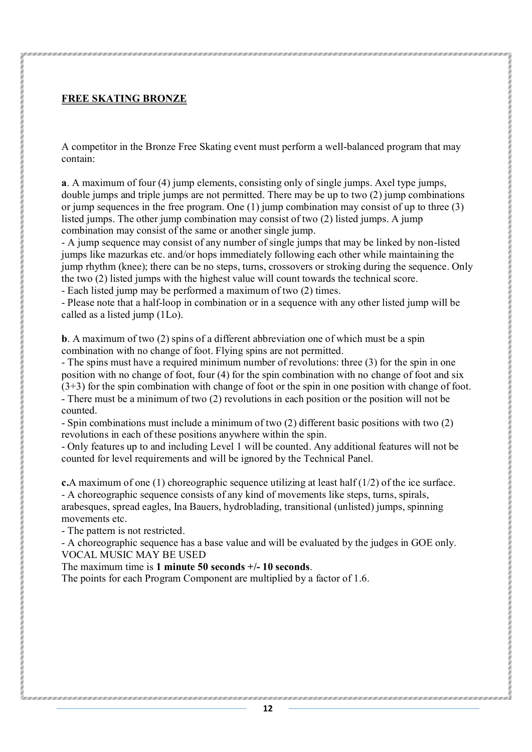## FREE SKATING BRONZE

A competitor in the Bronze Free Skating event must perform a well-balanced program that may contain:

**a**. A maximum of four (4) jump elements, consisting only of single jumps. Axel type jumps, double jumps and triple jumps are not permitted. There may be up to two (2) jump combinations or jump sequences in the free program. One (1) jump combination may consist of up to three (3) listed jumps. The other jump combination may consist of two (2) listed jumps. A jump combination may consist of the same or another single jump.

- A jump sequence may consist of any number of single jumps that may be linked by non-listed jumps like mazurkas etc. and/or hops immediately following each other while maintaining the jump rhythm (knee); there can be no steps, turns, crossovers or stroking during the sequence. Only the two (2) listed jumps with the highest value will count towards the technical score.
- Each listed jump may be performed a maximum of two (2) times.
- Please note that a half-loop in combination or in a sequence with any other listed jump will be called as a listed jump (1Lo).

**b**. A maximum of two (2) spins of a different abbreviation one of which must be a spin combination with no change of foot. Flying spins are not permitted.

- The spins must have a required minimum number of revolutions: three (3) for the spin in one position with no change of foot, four (4) for the spin combination with no change of foot and six (3+3) for the spin combination with change of foot or the spin in one position with change of foot.
- There must be a minimum of two (2) revolutions in each position or the position will not be counted.
- Spin combinations must include a minimum of two (2) different basic positions with two (2) revolutions in each of these positions anywhere within the spin.
- Only features up to and including Level 1 will be counted. Any additional features will not be counted for level requirements and will be ignored by the Technical Panel.

**c.**A maximum of one (1) choreographic sequence utilizing at least half (1/2) of the ice surface.

- A choreographic sequence consists of any kind of movements like steps, turns, spirals, arabesques, spread eagles, Ina Bauers, hydroblading, transitional (unlisted) jumps, spinning movements etc.
- The pattern is not restricted.
- A choreographic sequence has a base value and will be evaluated by the judges in GOE only.

VOCAL MUSIC MAY BE USED

The maximum time is **1 minute 50 seconds +/- 10 seconds**.

The points for each Program Component are multiplied by a factor of 1.6.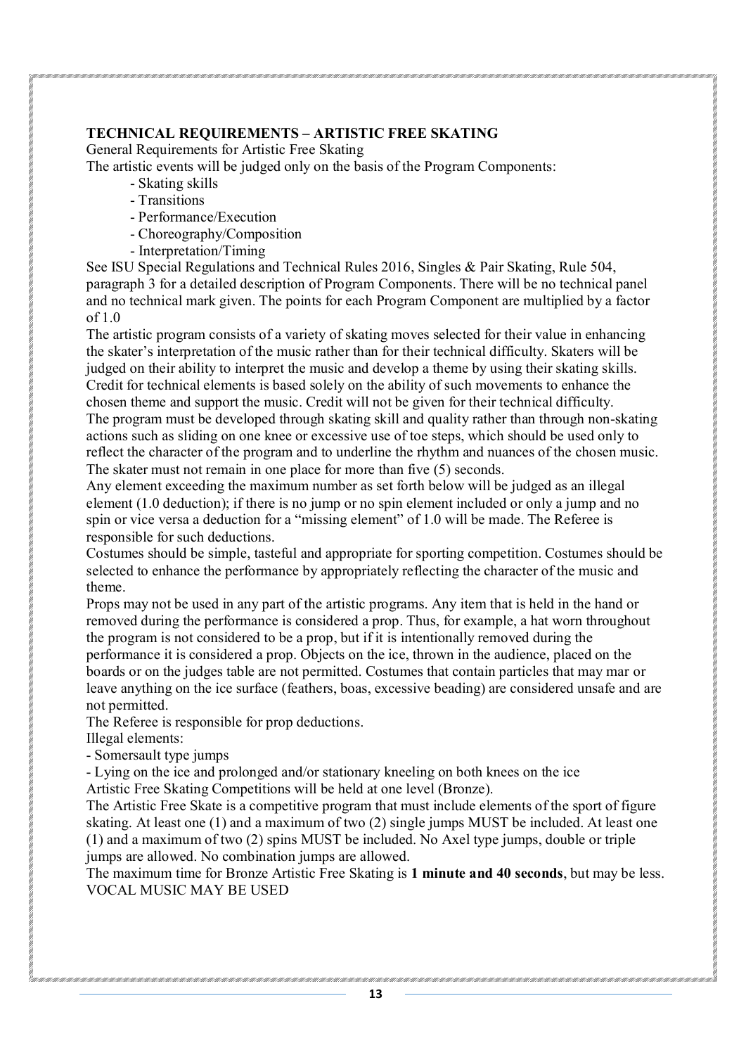## TECHNICAL REQUIREMENTS – ARTISTIC FREE SKATING

General Requirements for Artistic Free Skating

The artistic events will be judged only on the basis of the Program Components:

- Skating skills
- Transitions
- Performance/Execution
- Choreography/Composition
- Interpretation/Timing

See ISU Special Regulations and Technical Rules 2016, Singles & Pair Skating, Rule 504, paragraph 3 for a detailed description of Program Components. There will be no technical panel and no technical mark given. The points for each Program Component are multiplied by a factor of 1.0

The artistic program consists of a variety of skating moves selected for their value in enhancing the skater's interpretation of the music rather than for their technical difficulty. Skaters will be judged on their ability to interpret the music and develop a theme by using their skating skills. Credit for technical elements is based solely on the ability of such movements to enhance the chosen theme and support the music. Credit will not be given for their technical difficulty.

The program must be developed through skating skill and quality rather than through non-skating actions such as sliding on one knee or excessive use of toe steps, which should be used only to reflect the character of the program and to underline the rhythm and nuances of the chosen music.

The skater must not remain in one place for more than five (5) seconds.

Any element exceeding the maximum number as set forth below will be judged as an illegal element (1.0 deduction); if there is no jump or no spin element included or only a jump and no spin or vice versa a deduction for a "missing element" of 1.0 will be made. The Referee is responsible for such deductions.

Costumes should be simple, tasteful and appropriate for sporting competition. Costumes should be selected to enhance the performance by appropriately reflecting the character of the music and theme.

Props may not be used in any part of the artistic programs. Any item that is held in the hand or removed during the performance is considered a prop. Thus, for example, a hat worn throughout the program is not considered to be a prop, but if it is intentionally removed during the performance it is considered a prop. Objects on the ice, thrown in the audience, placed on the boards or on the judges table are not permitted. Costumes that contain particles that may mar or leave anything on the ice surface (feathers, boas, excessive beading) are considered unsafe and are not permitted.

The Referee is responsible for prop deductions.

Illegal elements:

- Somersault type jumps
- Lying on the ice and prolonged and/or stationary kneeling on both knees on the ice

Artistic Free Skating Competitions will be held at one level (Bronze).

The Artistic Free Skate is a competitive program that must include elements of the sport of figure skating. At least one (1) and a maximum of two (2) single jumps MUST be included. At least one (1) and a maximum of two (2) spins MUST be included. No Axel type jumps, double or triple jumps are allowed. No combination jumps are allowed.

The maximum time for Bronze Artistic Free Skating is **1 minute and 40 seconds**, but may be less.

VOCAL MUSIC MAY BE USED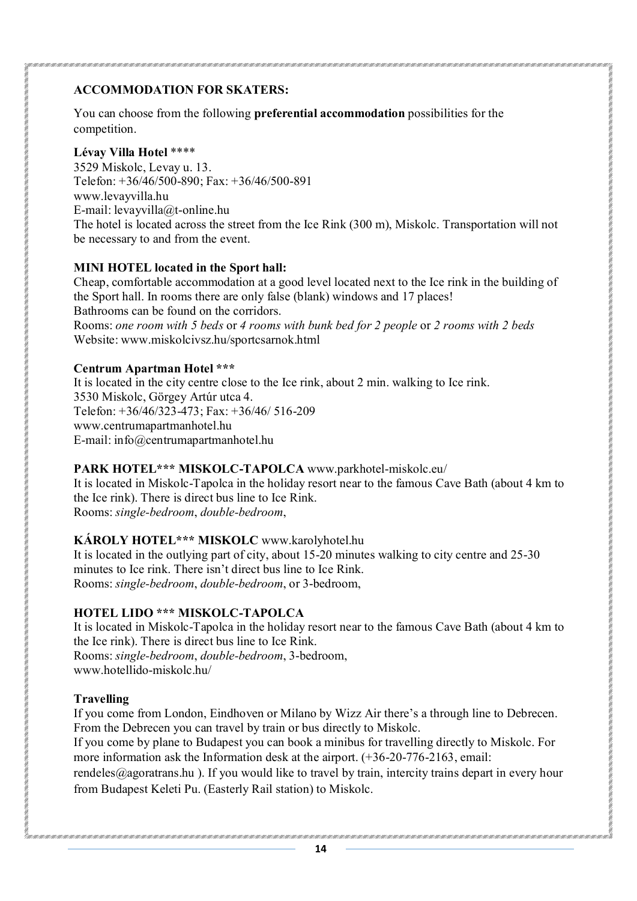## ACCOMMODATION FOR SKATERS:

You can choose from the following **preferential accommodation** possibilities for the competition.

**Lévay Villa Hotel** ****
3529 Miskolc, Levay u. 13.
Telefon: +36/46/500-890; Fax: +36/46/500-891
www.levayvilla.hu
E-mail: levayvilla@t-online.hu
The hotel is located across the street from the Ice Rink (300 m), Miskolc. Transportation will not be necessary to and from the event.

**MINI HOTEL located in the Sport hall:**
Cheap, comfortable accommodation at a good level located next to the Ice rink in the building of the Sport hall. In rooms there are only false (blank) windows and 17 places!
Bathrooms can be found on the corridors.
Rooms: *one room with 5 beds* or *4 rooms with bunk bed for 2 people* or *2 rooms with 2 beds*
Website: www.miskolcivsz.hu/sportcsarnok.html

**Centrum Apartman Hotel \*\*\***
It is located in the city centre close to the Ice rink, about 2 min. walking to Ice rink.
3530 Miskolc, Görgey Artúr utca 4.
Telefon: +36/46/323-473; Fax: +36/46/ 516-209
www.centrumapartmanhotel.hu
E-mail: info@centrumapartmanhotel.hu

**PARK HOTEL\*\*\* MISKOLC-TAPOLCA** www.parkhotel-miskolc.eu/
It is located in Miskolc-Tapolca in the holiday resort near to the famous Cave Bath (about 4 km to the Ice rink). There is direct bus line to Ice Rink.
Rooms: *single-bedroom*, *double-bedroom*,

**KÁROLY HOTEL\*\*\* MISKOLC** www.karolyhotel.hu
It is located in the outlying part of city, about 15-20 minutes walking to city centre and 25-30 minutes to Ice rink. There isn't direct bus line to Ice Rink.
Rooms: *single-bedroom*, *double-bedroom*, or 3-bedroom,

**HOTEL LIDO \*\*\* MISKOLC-TAPOLCA**
It is located in Miskolc-Tapolca in the holiday resort near to the famous Cave Bath (about 4 km to the Ice rink). There is direct bus line to Ice Rink.
Rooms: *single-bedroom*, *double-bedroom*, 3-bedroom,
www.hotellido-miskolc.hu/

**Travelling**
If you come from London, Eindhoven or Milano by Wizz Air there's a through line to Debrecen. From the Debrecen you can travel by train or bus directly to Miskolc.
If you come by plane to Budapest you can book a minibus for travelling directly to Miskolc. For more information ask the Information desk at the airport. (+36-20-776-2163, email: rendeles@agoratrans.hu ). If you would like to travel by train, intercity trains depart in every hour from Budapest Keleti Pu. (Easterly Rail station) to Miskolc.